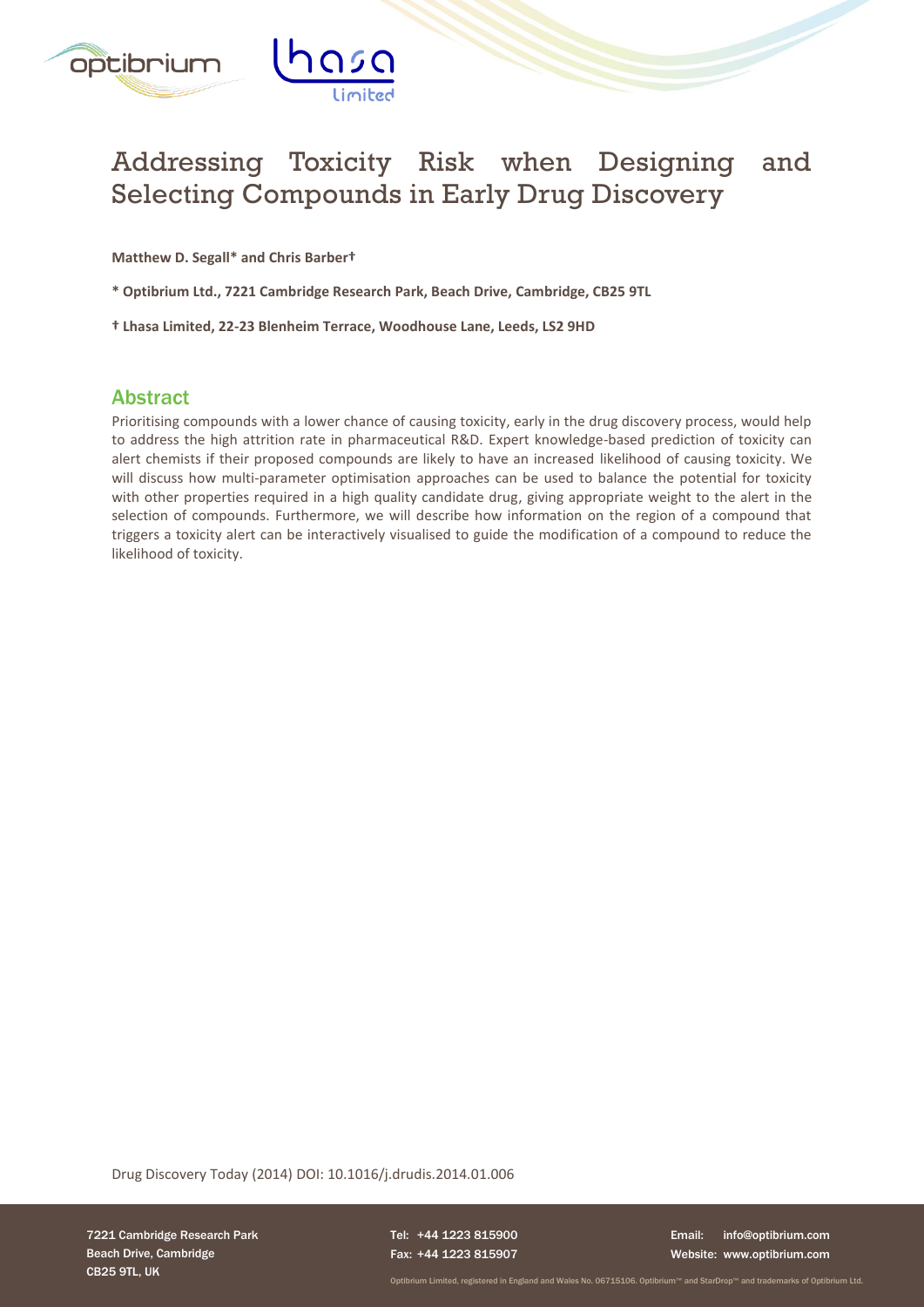# Addressing Toxicity Risk when Designing and Selecting Compounds in Early Drug Discovery

**Matthew D. Segall* and Chris Barber†**

**\* Optibrium Ltd., 7221 Cambridge Research Park, Beach Drive, Cambridge, CB25 9TL**

**† Lhasa Limited, 22-23 Blenheim Terrace, Woodhouse Lane, Leeds, LS2 9HD**

## Abstract

Prioritising compounds with a lower chance of causing toxicity, early in the drug discovery process, would help to address the high attrition rate in pharmaceutical R&D. Expert knowledge-based prediction of toxicity can alert chemists if their proposed compounds are likely to have an increased likelihood of causing toxicity. We will discuss how multi-parameter optimisation approaches can be used to balance the potential for toxicity with other properties required in a high quality candidate drug, giving appropriate weight to the alert in the selection of compounds. Furthermore, we will describe how information on the region of a compound that triggers a toxicity alert can be interactively visualised to guide the modification of a compound to reduce the likelihood of toxicity.

Drug Discovery Today (2014) DOI: 10.1016/j.drudis.2014.01.006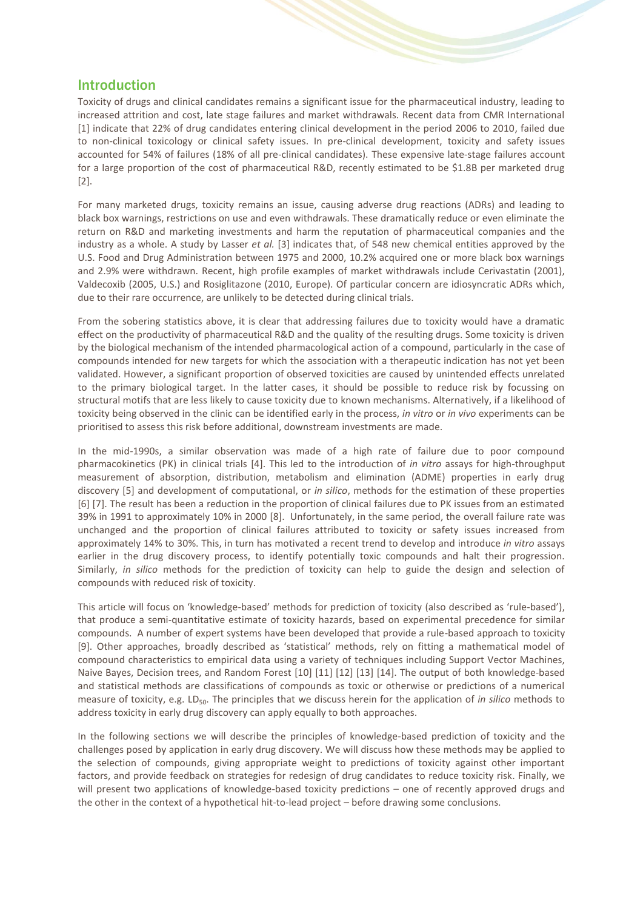## Introduction

Toxicity of drugs and clinical candidates remains a significant issue for the pharmaceutical industry, leading to increased attrition and cost, late stage failures and market withdrawals. Recent data from CMR International [1] indicate that 22% of drug candidates entering clinical development in the period 2006 to 2010, failed due to non-clinical toxicology or clinical safety issues. In pre-clinical development, toxicity and safety issues accounted for 54% of failures (18% of all pre-clinical candidates). These expensive late-stage failures account for a large proportion of the cost of pharmaceutical R&D, recently estimated to be \$1.8B per marketed drug [2].

For many marketed drugs, toxicity remains an issue, causing adverse drug reactions (ADRs) and leading to black box warnings, restrictions on use and even withdrawals. These dramatically reduce or even eliminate the return on R&D and marketing investments and harm the reputation of pharmaceutical companies and the industry as a whole. A study by Lasser *et al.* [3] indicates that, of 548 new chemical entities approved by the U.S. Food and Drug Administration between 1975 and 2000, 10.2% acquired one or more black box warnings and 2.9% were withdrawn. Recent, high profile examples of market withdrawals include Cerivastatin (2001), Valdecoxib (2005, U.S.) and Rosiglitazone (2010, Europe). Of particular concern are idiosyncratic ADRs which, due to their rare occurrence, are unlikely to be detected during clinical trials.

From the sobering statistics above, it is clear that addressing failures due to toxicity would have a dramatic effect on the productivity of pharmaceutical R&D and the quality of the resulting drugs. Some toxicity is driven by the biological mechanism of the intended pharmacological action of a compound, particularly in the case of compounds intended for new targets for which the association with a therapeutic indication has not yet been validated. However, a significant proportion of observed toxicities are caused by unintended effects unrelated to the primary biological target. In the latter cases, it should be possible to reduce risk by focussing on structural motifs that are less likely to cause toxicity due to known mechanisms. Alternatively, if a likelihood of toxicity being observed in the clinic can be identified early in the process, *in vitro* or *in vivo* experiments can be prioritised to assess this risk before additional, downstream investments are made.

In the mid-1990s, a similar observation was made of a high rate of failure due to poor compound pharmacokinetics (PK) in clinical trials [4]. This led to the introduction of *in vitro* assays for high-throughput measurement of absorption, distribution, metabolism and elimination (ADME) properties in early drug discovery [5] and development of computational, or *in silico*, methods for the estimation of these properties [6] [7]. The result has been a reduction in the proportion of clinical failures due to PK issues from an estimated 39% in 1991 to approximately 10% in 2000 [8]. Unfortunately, in the same period, the overall failure rate was unchanged and the proportion of clinical failures attributed to toxicity or safety issues increased from approximately 14% to 30%. This, in turn has motivated a recent trend to develop and introduce *in vitro* assays earlier in the drug discovery process, to identify potentially toxic compounds and halt their progression. Similarly, *in silico* methods for the prediction of toxicity can help to guide the design and selection of compounds with reduced risk of toxicity.

This article will focus on 'knowledge-based' methods for prediction of toxicity (also described as 'rule-based'), that produce a semi-quantitative estimate of toxicity hazards, based on experimental precedence for similar compounds. A number of expert systems have been developed that provide a rule-based approach to toxicity [9]. Other approaches, broadly described as 'statistical' methods, rely on fitting a mathematical model of compound characteristics to empirical data using a variety of techniques including Support Vector Machines, Naive Bayes, Decision trees, and Random Forest [10] [11] [12] [13] [14]. The output of both knowledge-based and statistical methods are classifications of compounds as toxic or otherwise or predictions of a numerical measure of toxicity, e.g. $LD_{50}$. The principles that we discuss herein for the application of *in silico* methods to address toxicity in early drug discovery can apply equally to both approaches.

In the following sections we will describe the principles of knowledge-based prediction of toxicity and the challenges posed by application in early drug discovery. We will discuss how these methods may be applied to the selection of compounds, giving appropriate weight to predictions of toxicity against other important factors, and provide feedback on strategies for redesign of drug candidates to reduce toxicity risk. Finally, we will present two applications of knowledge-based toxicity predictions – one of recently approved drugs and the other in the context of a hypothetical hit-to-lead project – before drawing some conclusions.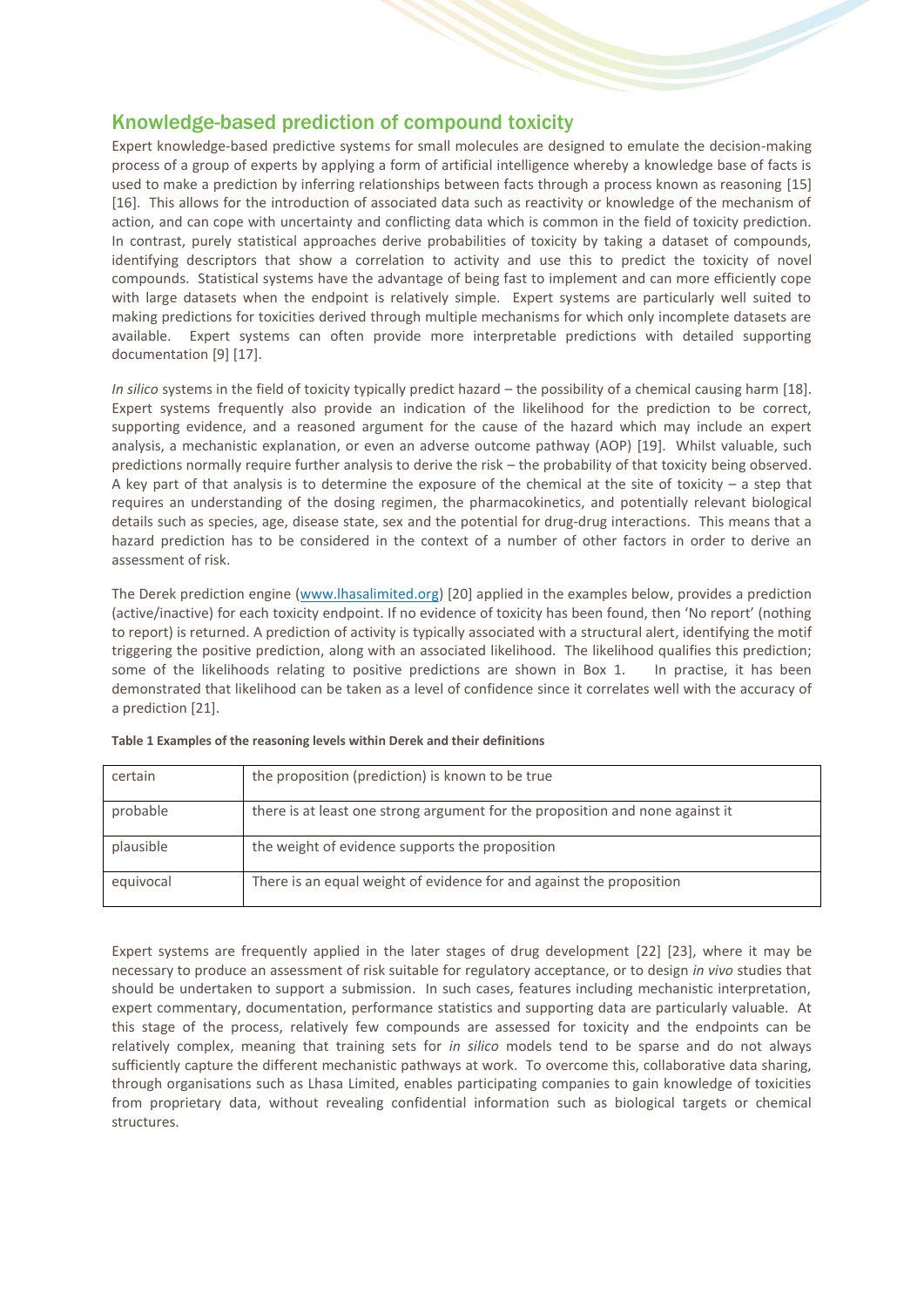## Knowledge-based prediction of compound toxicity

Expert knowledge-based predictive systems for small molecules are designed to emulate the decision-making process of a group of experts by applying a form of artificial intelligence whereby a knowledge base of facts is used to make a prediction by inferring relationships between facts through a process known as reasoning [15] [16]. This allows for the introduction of associated data such as reactivity or knowledge of the mechanism of action, and can cope with uncertainty and conflicting data which is common in the field of toxicity prediction. In contrast, purely statistical approaches derive probabilities of toxicity by taking a dataset of compounds, identifying descriptors that show a correlation to activity and use this to predict the toxicity of novel compounds. Statistical systems have the advantage of being fast to implement and can more efficiently cope with large datasets when the endpoint is relatively simple. Expert systems are particularly well suited to making predictions for toxicities derived through multiple mechanisms for which only incomplete datasets are available. Expert systems can often provide more interpretable predictions with detailed supporting documentation [9] [17].

*In silico* systems in the field of toxicity typically predict hazard – the possibility of a chemical causing harm [18]. Expert systems frequently also provide an indication of the likelihood for the prediction to be correct, supporting evidence, and a reasoned argument for the cause of the hazard which may include an expert analysis, a mechanistic explanation, or even an adverse outcome pathway (AOP) [19]. Whilst valuable, such predictions normally require further analysis to derive the risk – the probability of that toxicity being observed. A key part of that analysis is to determine the exposure of the chemical at the site of toxicity – a step that requires an understanding of the dosing regimen, the pharmacokinetics, and potentially relevant biological details such as species, age, disease state, sex and the potential for drug-drug interactions. This means that a hazard prediction has to be considered in the context of a number of other factors in order to derive an assessment of risk.

The Derek prediction engine (www.lhasalimited.org) [20] applied in the examples below, provides a prediction (active/inactive) for each toxicity endpoint. If no evidence of toxicity has been found, then 'No report' (nothing to report) is returned. A prediction of activity is typically associated with a structural alert, identifying the motif triggering the positive prediction, along with an associated likelihood. The likelihood qualifies this prediction; some of the likelihoods relating to positive predictions are shown in Box 1. In practise, it has been demonstrated that likelihood can be taken as a level of confidence since it correlates well with the accuracy of a prediction [21].

**Table 1 Examples of the reasoning levels within Derek and their definitions**

| | |
|---|---|
| certain | the proposition (prediction) is known to be true |
| probable | there is at least one strong argument for the proposition and none against it |
| plausible | the weight of evidence supports the proposition |
| equivocal | There is an equal weight of evidence for and against the proposition |

Expert systems are frequently applied in the later stages of drug development [22] [23], where it may be necessary to produce an assessment of risk suitable for regulatory acceptance, or to design *in vivo* studies that should be undertaken to support a submission. In such cases, features including mechanistic interpretation, expert commentary, documentation, performance statistics and supporting data are particularly valuable. At this stage of the process, relatively few compounds are assessed for toxicity and the endpoints can be relatively complex, meaning that training sets for *in silico* models tend to be sparse and do not always sufficiently capture the different mechanistic pathways at work. To overcome this, collaborative data sharing, through organisations such as Lhasa Limited, enables participating companies to gain knowledge of toxicities from proprietary data, without revealing confidential information such as biological targets or chemical structures.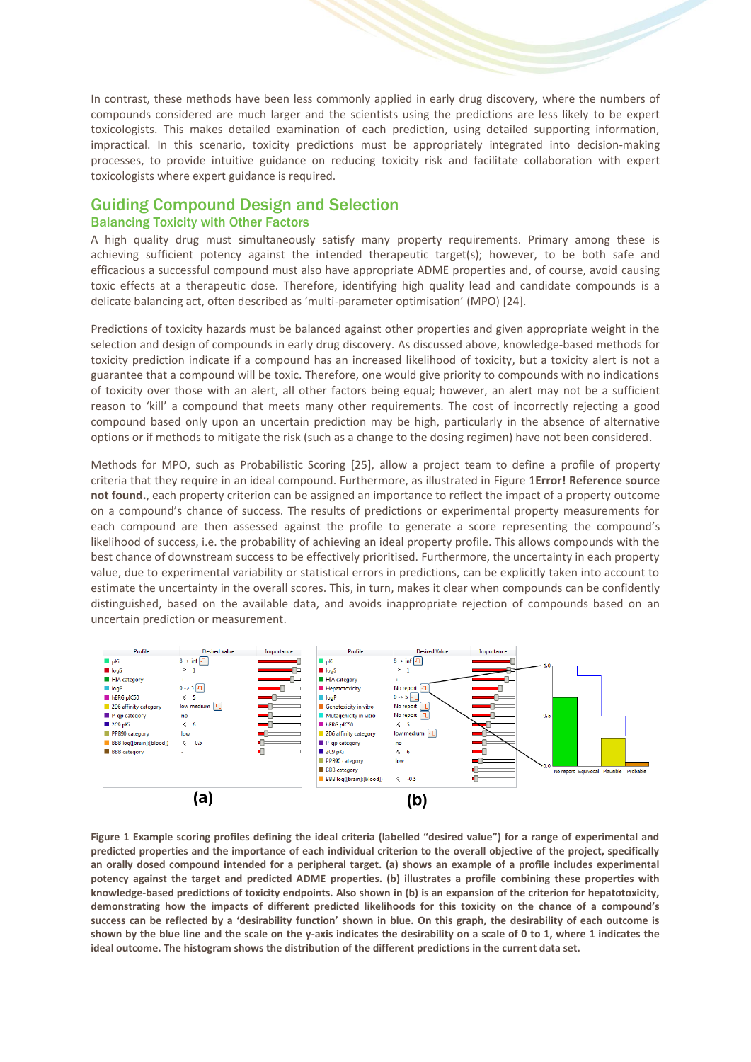In contrast, these methods have been less commonly applied in early drug discovery, where the numbers of compounds considered are much larger and the scientists using the predictions are less likely to be expert toxicologists. This makes detailed examination of each prediction, using detailed supporting information, impractical. In this scenario, toxicity predictions must be appropriately integrated into decision-making processes, to provide intuitive guidance on reducing toxicity risk and facilitate collaboration with expert toxicologists where expert guidance is required.

## Guiding Compound Design and Selection

### Balancing Toxicity with Other Factors

A high quality drug must simultaneously satisfy many property requirements. Primary among these is achieving sufficient potency against the intended therapeutic target(s); however, to be both safe and efficacious a successful compound must also have appropriate ADME properties and, of course, avoid causing toxic effects at a therapeutic dose. Therefore, identifying high quality lead and candidate compounds is a delicate balancing act, often described as 'multi-parameter optimisation' (MPO) [24].

Predictions of toxicity hazards must be balanced against other properties and given appropriate weight in the selection and design of compounds in early drug discovery. As discussed above, knowledge-based methods for toxicity prediction indicate if a compound has an increased likelihood of toxicity, but a toxicity alert is not a guarantee that a compound will be toxic. Therefore, one would give priority to compounds with no indications of toxicity over those with an alert, all other factors being equal; however, an alert may not be a sufficient reason to 'kill' a compound that meets many other requirements. The cost of incorrectly rejecting a good compound based only upon an uncertain prediction may be high, particularly in the absence of alternative options or if methods to mitigate the risk (such as a change to the dosing regimen) have not been considered.

Methods for MPO, such as Probabilistic Scoring [25], allow a project team to define a profile of property criteria that they require in an ideal compound. Furthermore, as illustrated in Figure 1**Error! Reference source not found.**, each property criterion can be assigned an importance to reflect the impact of a property outcome on a compound's chance of success. The results of predictions or experimental property measurements for each compound are then assessed against the profile to generate a score representing the compound's likelihood of success, i.e. the probability of achieving an ideal property profile. This allows compounds with the best chance of downstream success to be effectively prioritised. Furthermore, the uncertainty in each property value, due to experimental variability or statistical errors in predictions, can be explicitly taken into account to estimate the uncertainty in the overall scores. This, in turn, makes it clear when compounds can be confidently distinguished, based on the available data, and avoids inappropriate rejection of compounds based on an uncertain prediction or measurement.

**Figure 1 Example scoring profiles defining the ideal criteria (labelled "desired value") for a range of experimental and predicted properties and the importance of each individual criterion to the overall objective of the project, specifically an orally dosed compound intended for a peripheral target. (a) shows an example of a profile includes experimental potency against the target and predicted ADME properties. (b) illustrates a profile combining these properties with knowledge-based predictions of toxicity endpoints. Also shown in (b) is an expansion of the criterion for hepatotoxicity, demonstrating how the impacts of different predicted likelihoods for this toxicity on the chance of a compound's success can be reflected by a 'desirability function' shown in blue. On this graph, the desirability of each outcome is shown by the blue line and the scale on the y-axis indicates the desirability on a scale of 0 to 1, where 1 indicates the ideal outcome. The histogram shows the distribution of the different predictions in the current data set.**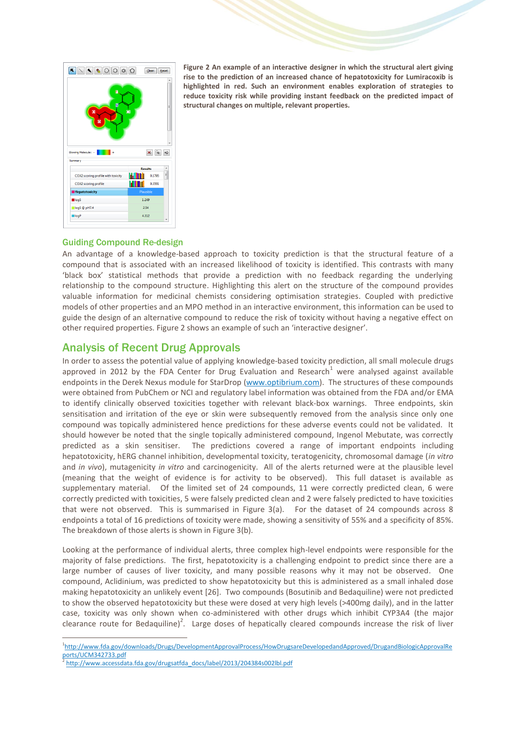**Figure 2 An example of an interactive designer in which the structural alert giving rise to the prediction of an increased chance of hepatotoxicity for Lumiracoxib is highlighted in red. Such an environment enables exploration of strategies to reduce toxicity risk while providing instant feedback on the predicted impact of structural changes on multiple, relevant properties.**

## Guiding Compound Re-design

An advantage of a knowledge-based approach to toxicity prediction is that the structural feature of a compound that is associated with an increased likelihood of toxicity is identified. This contrasts with many 'black box' statistical methods that provide a prediction with no feedback regarding the underlying relationship to the compound structure. Highlighting this alert on the structure of the compound provides valuable information for medicinal chemists considering optimisation strategies. Coupled with predictive models of other properties and an MPO method in an interactive environment, this information can be used to guide the design of an alternative compound to reduce the risk of toxicity without having a negative effect on other required properties. Figure 2 shows an example of such an 'interactive designer'.

## Analysis of Recent Drug Approvals

In order to assess the potential value of applying knowledge-based toxicity prediction, all small molecule drugs approved in 2012 by the FDA Center for Drug Evaluation and Research[1] were analysed against available endpoints in the Derek Nexus module for StarDrop (www.optibrium.com). The structures of these compounds were obtained from PubChem or NCI and regulatory label information was obtained from the FDA and/or EMA to identify clinically observed toxicities together with relevant black-box warnings. Three endpoints, skin sensitisation and irritation of the eye or skin were subsequently removed from the analysis since only one compound was topically administered hence predictions for these adverse events could not be validated. It should however be noted that the single topically administered compound, Ingenol Mebutate, was correctly predicted as a skin sensitiser. The predictions covered a range of important endpoints including hepatotoxicity, hERG channel inhibition, developmental toxicity, teratogenicity, chromosomal damage (*in vitro* and *in vivo*), mutagenicity *in vitro* and carcinogenicity. All of the alerts returned were at the plausible level (meaning that the weight of evidence is for activity to be observed). This full dataset is available as supplementary material. Of the limited set of 24 compounds, 11 were correctly predicted clean, 6 were correctly predicted with toxicities, 5 were falsely predicted clean and 2 were falsely predicted to have toxicities that were not observed. This is summarised in Figure 3(a). For the dataset of 24 compounds across 8 endpoints a total of 16 predictions of toxicity were made, showing a sensitivity of 55% and a specificity of 85%. The breakdown of those alerts is shown in Figure 3(b).

Looking at the performance of individual alerts, three complex high-level endpoints were responsible for the majority of false predictions. The first, hepatotoxicity is a challenging endpoint to predict since there are a large number of causes of liver toxicity, and many possible reasons why it may not be observed. One compound, Aclidinium, was predicted to show hepatotoxicity but this is administered as a small inhaled dose making hepatotoxicity an unlikely event [26]. Two compounds (Bosutinib and Bedaquiline) were not predicted to show the observed hepatotoxicity but these were dosed at very high levels (>400mg daily), and in the latter case, toxicity was only shown when co-administered with other drugs which inhibit CYP3A4 (the major clearance route for Bedaquiline)[2]. Large doses of hepatically cleared compounds increase the risk of liver

[1] http://www.fda.gov/downloads/Drugs/DevelopmentApprovalProcess/HowDrugsareDevelopedandApproved/DrugandBiologicApprovalReports/UCM342733.pdf

[2] http://www.accessdata.fda.gov/drugsatfda_docs/label/2013/204384s002lbl.pdf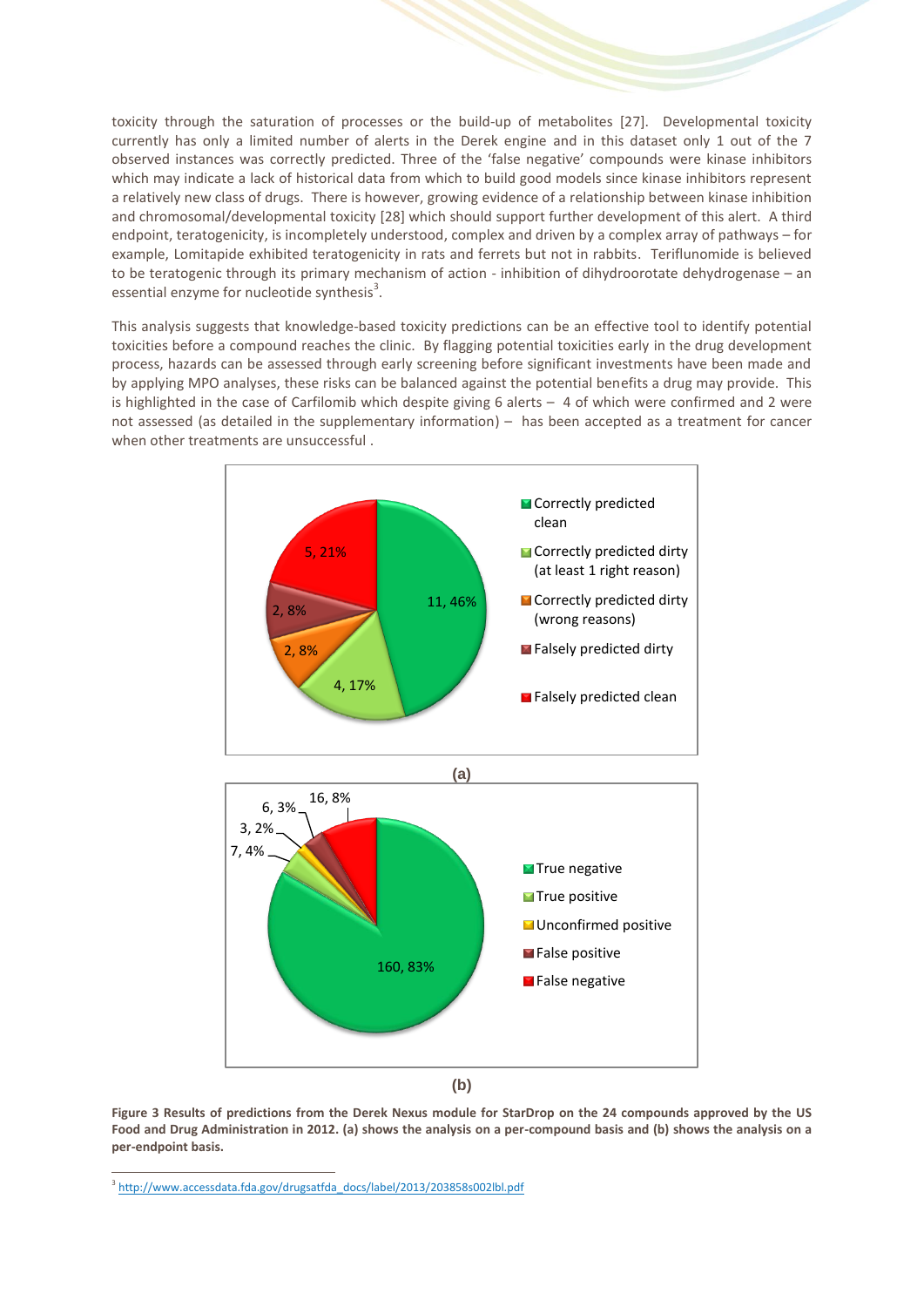toxicity through the saturation of processes or the build-up of metabolites [27]. Developmental toxicity currently has only a limited number of alerts in the Derek engine and in this dataset only 1 out of the 7 observed instances was correctly predicted. Three of the 'false negative' compounds were kinase inhibitors which may indicate a lack of historical data from which to build good models since kinase inhibitors represent a relatively new class of drugs. There is however, growing evidence of a relationship between kinase inhibition and chromosomal/developmental toxicity [28] which should support further development of this alert. A third endpoint, teratogenicity, is incompletely understood, complex and driven by a complex array of pathways – for example, Lomitapide exhibited teratogenicity in rats and ferrets but not in rabbits. Teriflunomide is believed to be teratogenic through its primary mechanism of action - inhibition of dihydroorotate dehydrogenase – an essential enzyme for nucleotide synthesis[3].

This analysis suggests that knowledge-based toxicity predictions can be an effective tool to identify potential toxicities before a compound reaches the clinic. By flagging potential toxicities early in the drug development process, hazards can be assessed through early screening before significant investments have been made and by applying MPO analyses, these risks can be balanced against the potential benefits a drug may provide. This is highlighted in the case of Carfilomib which despite giving 6 alerts – 4 of which were confirmed and 2 were not assessed (as detailed in the supplementary information) – has been accepted as a treatment for cancer when other treatments are unsuccessful .

(a)

(b)

**Figure 3 Results of predictions from the Derek Nexus module for StarDrop on the 24 compounds approved by the US Food and Drug Administration in 2012. (a) shows the analysis on a per-compound basis and (b) shows the analysis on a per-endpoint basis.**

[3] http://www.accessdata.fda.gov/drugsatfda_docs/label/2013/203858s002lbl.pdf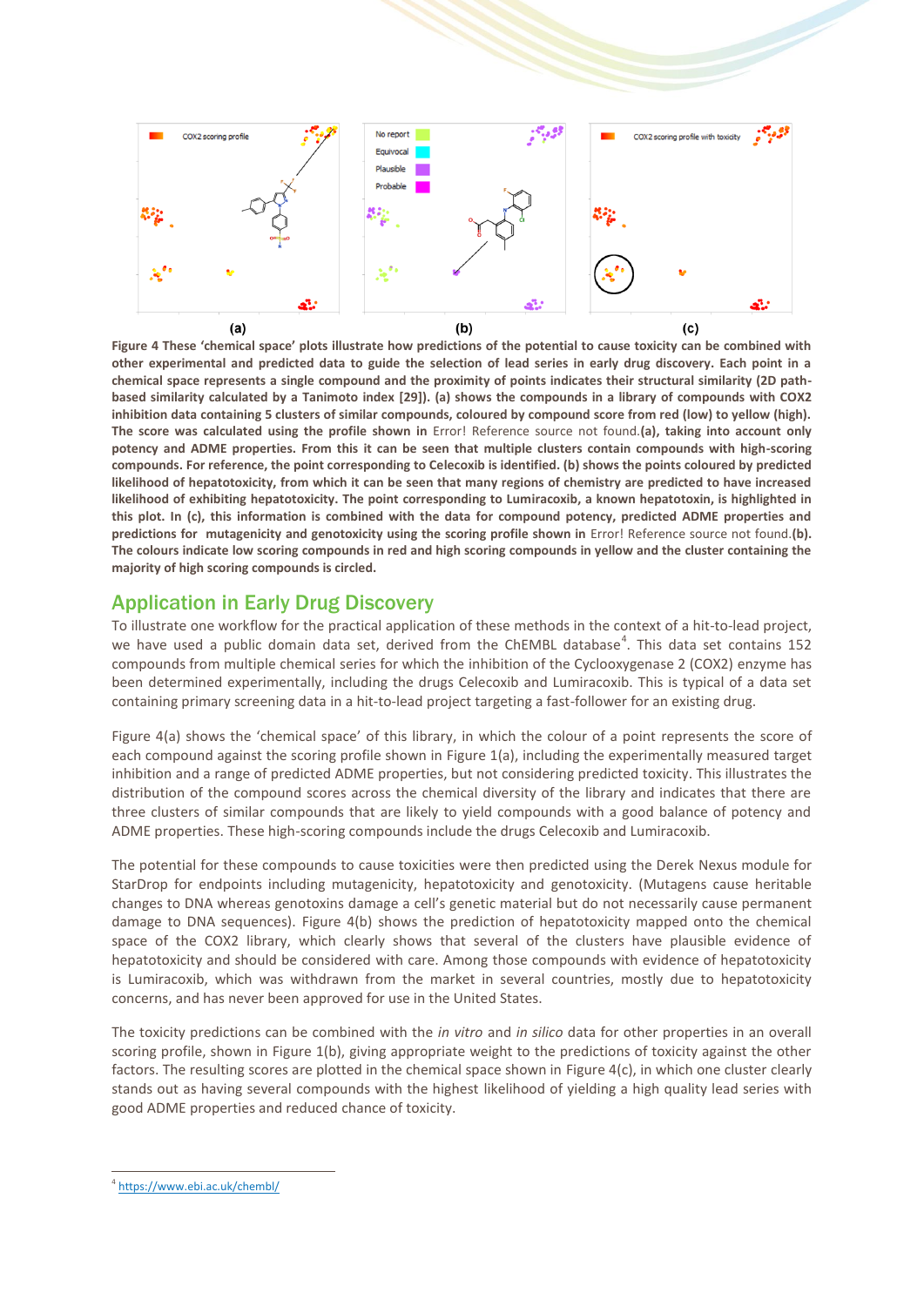**Figure 4 These 'chemical space' plots illustrate how predictions of the potential to cause toxicity can be combined with other experimental and predicted data to guide the selection of lead series in early drug discovery. Each point in a chemical space represents a single compound and the proximity of points indicates their structural similarity (2D path-based similarity calculated by a Tanimoto index [29]). (a) shows the compounds in a library of compounds with COX2 inhibition data containing 5 clusters of similar compounds, coloured by compound score from red (low) to yellow (high). The score was calculated using the profile shown in** Error! Reference source not found.**(a), taking into account only potency and ADME properties. From this it can be seen that multiple clusters contain compounds with high-scoring compounds. For reference, the point corresponding to Celecoxib is identified. (b) shows the points coloured by predicted likelihood of hepatotoxicity, from which it can be seen that many regions of chemistry are predicted to have increased likelihood of exhibiting hepatotoxicity. The point corresponding to Lumiracoxib, a known hepatotoxin, is highlighted in this plot. In (c), this information is combined with the data for compound potency, predicted ADME properties and predictions for mutagenicity and genotoxicity using the scoring profile shown in** Error! Reference source not found.**(b). The colours indicate low scoring compounds in red and high scoring compounds in yellow and the cluster containing the majority of high scoring compounds is circled.**

## Application in Early Drug Discovery

To illustrate one workflow for the practical application of these methods in the context of a hit-to-lead project, we have used a public domain data set, derived from the ChEMBL database[4]. This data set contains 152 compounds from multiple chemical series for which the inhibition of the Cyclooxygenase 2 (COX2) enzyme has been determined experimentally, including the drugs Celecoxib and Lumiracoxib. This is typical of a data set containing primary screening data in a hit-to-lead project targeting a fast-follower for an existing drug.

Figure 4(a) shows the 'chemical space' of this library, in which the colour of a point represents the score of each compound against the scoring profile shown in Figure 1(a), including the experimentally measured target inhibition and a range of predicted ADME properties, but not considering predicted toxicity. This illustrates the distribution of the compound scores across the chemical diversity of the library and indicates that there are three clusters of similar compounds that are likely to yield compounds with a good balance of potency and ADME properties. These high-scoring compounds include the drugs Celecoxib and Lumiracoxib.

The potential for these compounds to cause toxicities were then predicted using the Derek Nexus module for StarDrop for endpoints including mutagenicity, hepatotoxicity and genotoxicity. (Mutagens cause heritable changes to DNA whereas genotoxins damage a cell's genetic material but do not necessarily cause permanent damage to DNA sequences). Figure 4(b) shows the prediction of hepatotoxicity mapped onto the chemical space of the COX2 library, which clearly shows that several of the clusters have plausible evidence of hepatotoxicity and should be considered with care. Among those compounds with evidence of hepatotoxicity is Lumiracoxib, which was withdrawn from the market in several countries, mostly due to hepatotoxicity concerns, and has never been approved for use in the United States.

The toxicity predictions can be combined with the *in vitro* and *in silico* data for other properties in an overall scoring profile, shown in Figure 1(b), giving appropriate weight to the predictions of toxicity against the other factors. The resulting scores are plotted in the chemical space shown in Figure 4(c), in which one cluster clearly stands out as having several compounds with the highest likelihood of yielding a high quality lead series with good ADME properties and reduced chance of toxicity.

[4] https://www.ebi.ac.uk/chembl/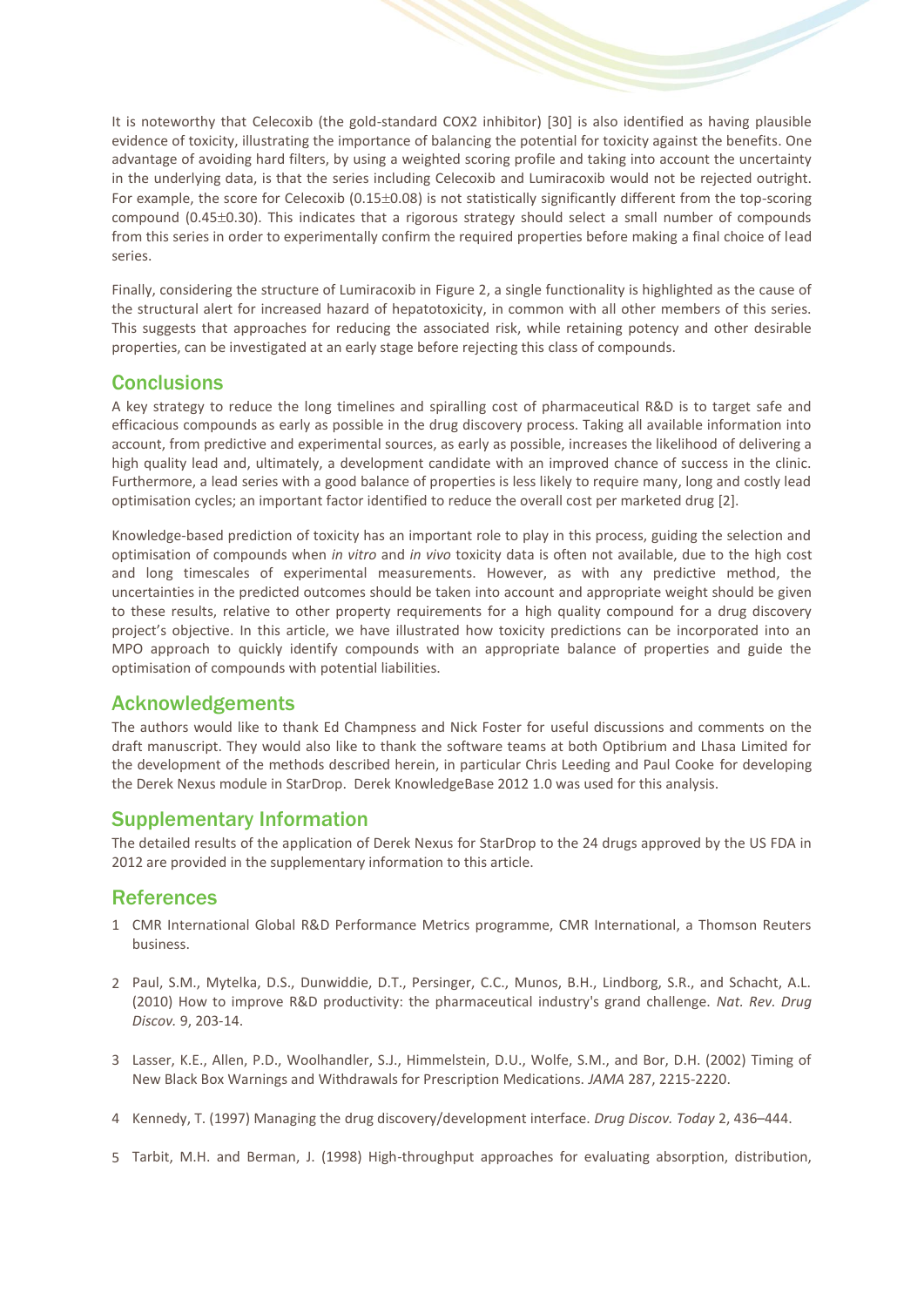It is noteworthy that Celecoxib (the gold-standard COX2 inhibitor) [30] is also identified as having plausible evidence of toxicity, illustrating the importance of balancing the potential for toxicity against the benefits. One advantage of avoiding hard filters, by using a weighted scoring profile and taking into account the uncertainty in the underlying data, is that the series including Celecoxib and Lumiracoxib would not be rejected outright. For example, the score for Celecoxib ($0.15 \pm 0.08$) is not statistically significantly different from the top-scoring compound ($0.45 \pm 0.30$). This indicates that a rigorous strategy should select a small number of compounds from this series in order to experimentally confirm the required properties before making a final choice of lead series.

Finally, considering the structure of Lumiracoxib in Figure 2, a single functionality is highlighted as the cause of the structural alert for increased hazard of hepatotoxicity, in common with all other members of this series. This suggests that approaches for reducing the associated risk, while retaining potency and other desirable properties, can be investigated at an early stage before rejecting this class of compounds.

## Conclusions

A key strategy to reduce the long timelines and spiralling cost of pharmaceutical R&D is to target safe and efficacious compounds as early as possible in the drug discovery process. Taking all available information into account, from predictive and experimental sources, as early as possible, increases the likelihood of delivering a high quality lead and, ultimately, a development candidate with an improved chance of success in the clinic. Furthermore, a lead series with a good balance of properties is less likely to require many, long and costly lead optimisation cycles; an important factor identified to reduce the overall cost per marketed drug [2].

Knowledge-based prediction of toxicity has an important role to play in this process, guiding the selection and optimisation of compounds when *in vitro* and *in vivo* toxicity data is often not available, due to the high cost and long timescales of experimental measurements. However, as with any predictive method, the uncertainties in the predicted outcomes should be taken into account and appropriate weight should be given to these results, relative to other property requirements for a high quality compound for a drug discovery project's objective. In this article, we have illustrated how toxicity predictions can be incorporated into an MPO approach to quickly identify compounds with an appropriate balance of properties and guide the optimisation of compounds with potential liabilities.

## Acknowledgements

The authors would like to thank Ed Champness and Nick Foster for useful discussions and comments on the draft manuscript. They would also like to thank the software teams at both Optibrium and Lhasa Limited for the development of the methods described herein, in particular Chris Leeding and Paul Cooke for developing the Derek Nexus module in StarDrop. Derek KnowledgeBase 2012 1.0 was used for this analysis.

## Supplementary Information

The detailed results of the application of Derek Nexus for StarDrop to the 24 drugs approved by the US FDA in 2012 are provided in the supplementary information to this article.

## References

1. CMR International Global R&D Performance Metrics programme, CMR International, a Thomson Reuters business.

2. Paul, S.M., Mytelka, D.S., Dunwiddie, D.T., Persinger, C.C., Munos, B.H., Lindborg, S.R., and Schacht, A.L. (2010) How to improve R&D productivity: the pharmaceutical industry's grand challenge. *Nat. Rev. Drug Discov.* 9, 203-14.

3. Lasser, K.E., Allen, P.D., Woolhandler, S.J., Himmelstein, D.U., Wolfe, S.M., and Bor, D.H. (2002) Timing of New Black Box Warnings and Withdrawals for Prescription Medications. *JAMA* 287, 2215-2220.

4. Kennedy, T. (1997) Managing the drug discovery/development interface. *Drug Discov. Today* 2, 436–444.

5. Tarbit, M.H. and Berman, J. (1998) High-throughput approaches for evaluating absorption, distribution,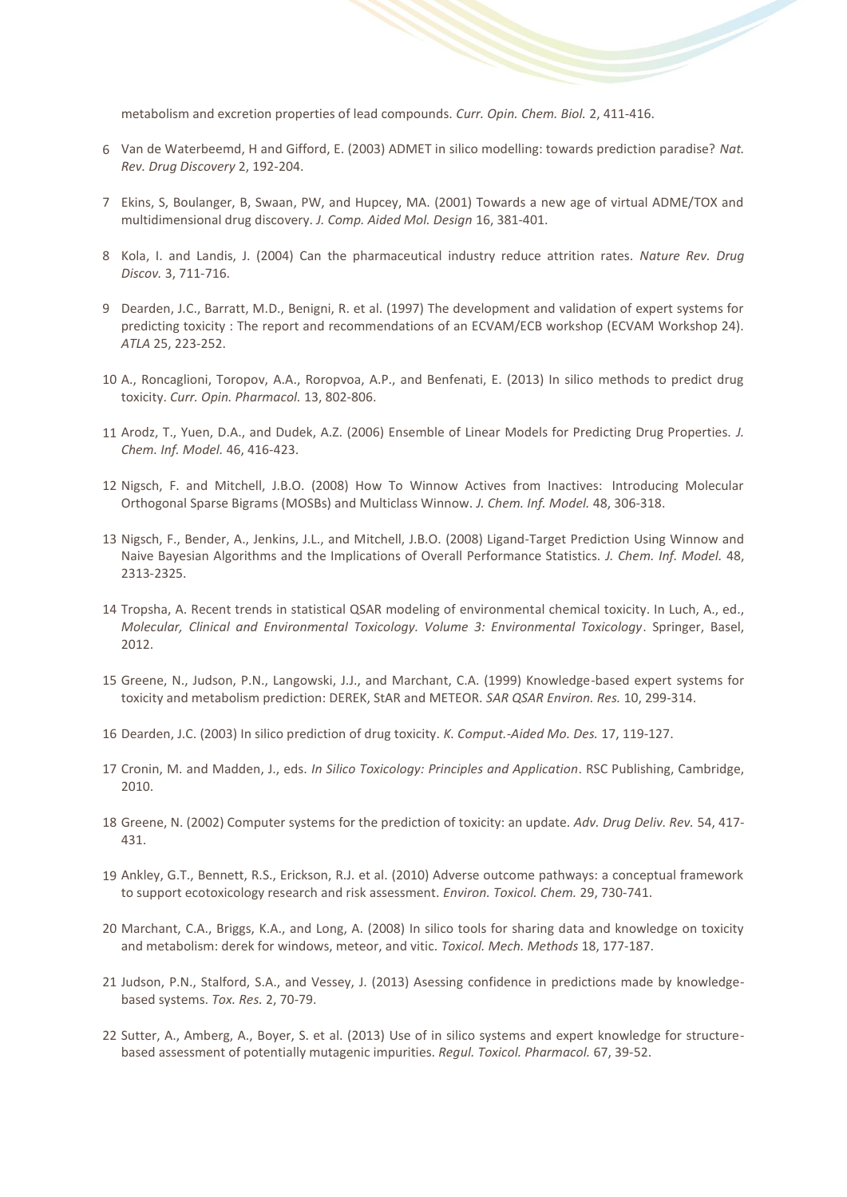metabolism and excretion properties of lead compounds. *Curr. Opin. Chem. Biol.* 2, 411-416.

6 Van de Waterbeemd, H and Gifford, E. (2003) ADMET in silico modelling: towards prediction paradise? *Nat. Rev. Drug Discovery* 2, 192-204.

7 Ekins, S, Boulanger, B, Swaan, PW, and Hupcey, MA. (2001) Towards a new age of virtual ADME/TOX and multidimensional drug discovery. *J. Comp. Aided Mol. Design* 16, 381-401.

8 Kola, I. and Landis, J. (2004) Can the pharmaceutical industry reduce attrition rates. *Nature Rev. Drug Discov.* 3, 711-716.

9 Dearden, J.C., Barratt, M.D., Benigni, R. et al. (1997) The development and validation of expert systems for predicting toxicity : The report and recommendations of an ECVAM/ECB workshop (ECVAM Workshop 24). *ATLA* 25, 223-252.

10 A., Roncaglioni, Toropov, A.A., Roropvoa, A.P., and Benfenati, E. (2013) In silico methods to predict drug toxicity. *Curr. Opin. Pharmacol.* 13, 802-806.

11 Arodz, T., Yuen, D.A., and Dudek, A.Z. (2006) Ensemble of Linear Models for Predicting Drug Properties. *J. Chem. Inf. Model.* 46, 416-423.

12 Nigsch, F. and Mitchell, J.B.O. (2008) How To Winnow Actives from Inactives: Introducing Molecular Orthogonal Sparse Bigrams (MOSBs) and Multiclass Winnow. *J. Chem. Inf. Model.* 48, 306-318.

13 Nigsch, F., Bender, A., Jenkins, J.L., and Mitchell, J.B.O. (2008) Ligand-Target Prediction Using Winnow and Naive Bayesian Algorithms and the Implications of Overall Performance Statistics. *J. Chem. Inf. Model.* 48, 2313-2325.

14 Tropsha, A. Recent trends in statistical QSAR modeling of environmental chemical toxicity. In Luch, A., ed., *Molecular, Clinical and Environmental Toxicology. Volume 3: Environmental Toxicology*. Springer, Basel, 2012.

15 Greene, N., Judson, P.N., Langowski, J.J., and Marchant, C.A. (1999) Knowledge-based expert systems for toxicity and metabolism prediction: DEREK, StAR and METEOR. *SAR QSAR Environ. Res.* 10, 299-314.

16 Dearden, J.C. (2003) In silico prediction of drug toxicity. *K. Comput.-Aided Mo. Des.* 17, 119-127.

17 Cronin, M. and Madden, J., eds. *In Silico Toxicology: Principles and Application*. RSC Publishing, Cambridge, 2010.

18 Greene, N. (2002) Computer systems for the prediction of toxicity: an update. *Adv. Drug Deliv. Rev.* 54, 417-431.

19 Ankley, G.T., Bennett, R.S., Erickson, R.J. et al. (2010) Adverse outcome pathways: a conceptual framework to support ecotoxicology research and risk assessment. *Environ. Toxicol. Chem.* 29, 730-741.

20 Marchant, C.A., Briggs, K.A., and Long, A. (2008) In silico tools for sharing data and knowledge on toxicity and metabolism: derek for windows, meteor, and vitic. *Toxicol. Mech. Methods* 18, 177-187.

21 Judson, P.N., Stalford, S.A., and Vessey, J. (2013) Asessing confidence in predictions made by knowledge-based systems. *Tox. Res.* 2, 70-79.

22 Sutter, A., Amberg, A., Boyer, S. et al. (2013) Use of in silico systems and expert knowledge for structure-based assessment of potentially mutagenic impurities. *Regul. Toxicol. Pharmacol.* 67, 39-52.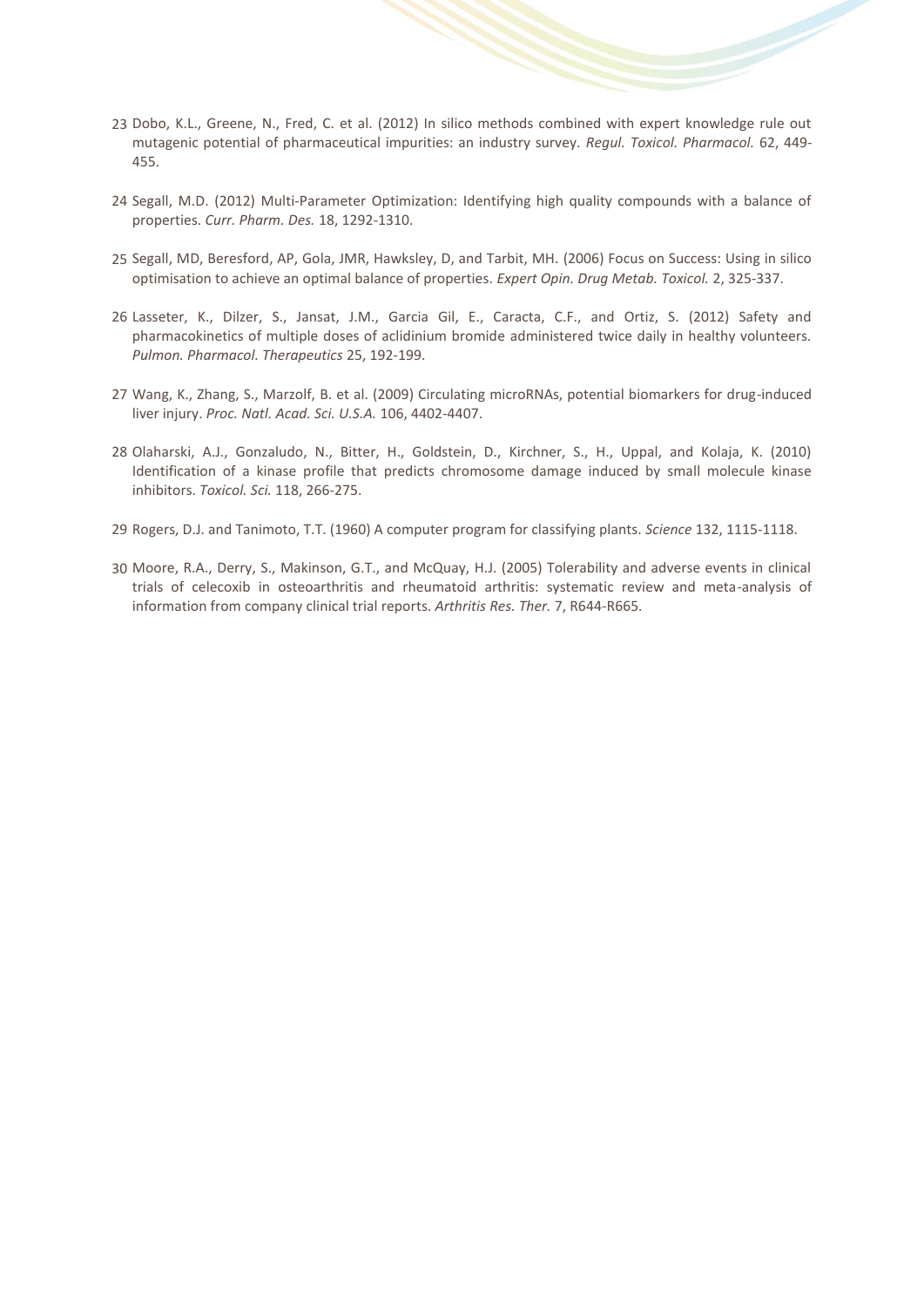23 Dobo, K.L., Greene, N., Fred, C. et al. (2012) In silico methods combined with expert knowledge rule out mutagenic potential of pharmaceutical impurities: an industry survey. *Regul. Toxicol. Pharmacol.* 62, 449-455.

24 Segall, M.D. (2012) Multi-Parameter Optimization: Identifying high quality compounds with a balance of properties. *Curr. Pharm. Des.* 18, 1292-1310.

25 Segall, MD, Beresford, AP, Gola, JMR, Hawksley, D, and Tarbit, MH. (2006) Focus on Success: Using in silico optimisation to achieve an optimal balance of properties. *Expert Opin. Drug Metab. Toxicol.* 2, 325-337.

26 Lasseter, K., Dilzer, S., Jansat, J.M., Garcia Gil, E., Caracta, C.F., and Ortiz, S. (2012) Safety and pharmacokinetics of multiple doses of aclidinium bromide administered twice daily in healthy volunteers. *Pulmon. Pharmacol. Therapeutics* 25, 192-199.

27 Wang, K., Zhang, S., Marzolf, B. et al. (2009) Circulating microRNAs, potential biomarkers for drug-induced liver injury. *Proc. Natl. Acad. Sci. U.S.A.* 106, 4402-4407.

28 Olaharski, A.J., Gonzaludo, N., Bitter, H., Goldstein, D., Kirchner, S., H., Uppal, and Kolaja, K. (2010) Identification of a kinase profile that predicts chromosome damage induced by small molecule kinase inhibitors. *Toxicol. Sci.* 118, 266-275.

29 Rogers, D.J. and Tanimoto, T.T. (1960) A computer program for classifying plants. *Science* 132, 1115-1118.

30 Moore, R.A., Derry, S., Makinson, G.T., and McQuay, H.J. (2005) Tolerability and adverse events in clinical trials of celecoxib in osteoarthritis and rheumatoid arthritis: systematic review and meta-analysis of information from company clinical trial reports. *Arthritis Res. Ther.* 7, R644-R665.